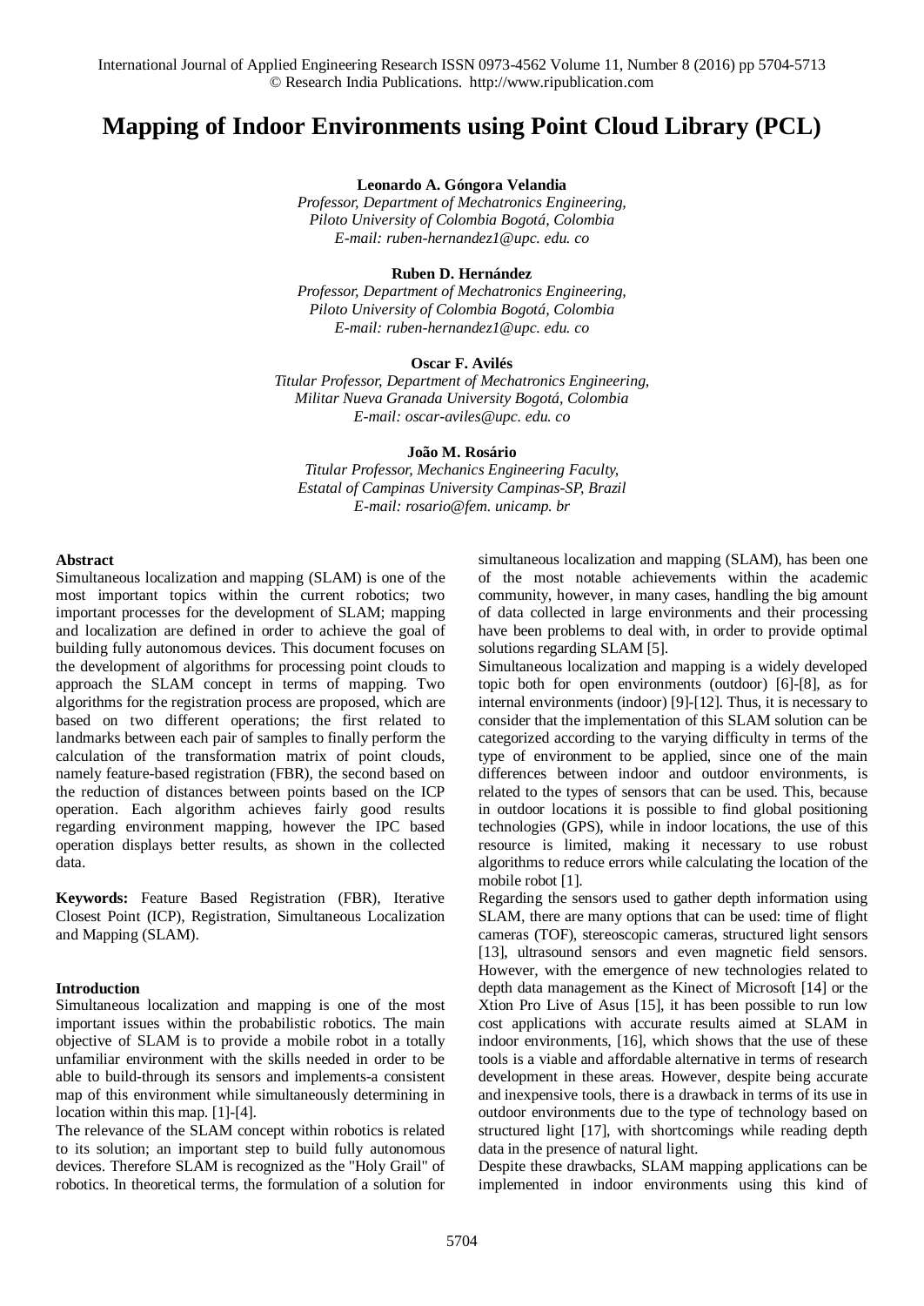# Mapping of Indoor Environments using Point Cloud Library (PCL)

**Leonardo A. Góngora Velandia**
*Professor, Department of Mechatronics Engineering,*
*Piloto University of Colombia Bogotá, Colombia*
*E-mail: ruben-hernandez1@upc. edu. co*

**Ruben D. Hernández**
*Professor, Department of Mechatronics Engineering,*
*Piloto University of Colombia Bogotá, Colombia*
*E-mail: ruben-hernandez1@upc. edu. co*

**Oscar F. Avilés**
*Titular Professor, Department of Mechatronics Engineering,*
*Militar Nueva Granada University Bogotá, Colombia*
*E-mail: oscar-aviles@upc. edu. co*

**João M. Rosário**
*Titular Professor, Mechanics Engineering Faculty,*
*Estatal of Campinas University Campinas-SP, Brazil*
*E-mail: rosario@fem. unicamp. br*

## Abstract

Simultaneous localization and mapping (SLAM) is one of the most important topics within the current robotics; two important processes for the development of SLAM; mapping and localization are defined in order to achieve the goal of building fully autonomous devices. This document focuses on the development of algorithms for processing point clouds to approach the SLAM concept in terms of mapping. Two algorithms for the registration process are proposed, which are based on two different operations; the first related to landmarks between each pair of samples to finally perform the calculation of the transformation matrix of point clouds, namely feature-based registration (FBR), the second based on the reduction of distances between points based on the ICP operation. Each algorithm achieves fairly good results regarding environment mapping, however the IPC based operation displays better results, as shown in the collected data.

**Keywords:** Feature Based Registration (FBR), Iterative Closest Point (ICP), Registration, Simultaneous Localization and Mapping (SLAM).

## Introduction

Simultaneous localization and mapping is one of the most important issues within the probabilistic robotics. The main objective of SLAM is to provide a mobile robot in a totally unfamiliar environment with the skills needed in order to be able to build-through its sensors and implements-a consistent map of this environment while simultaneously determining in location within this map. [1]-[4].

The relevance of the SLAM concept within robotics is related to its solution; an important step to build fully autonomous devices. Therefore SLAM is recognized as the "Holy Grail" of robotics. In theoretical terms, the formulation of a solution for simultaneous localization and mapping (SLAM), has been one of the most notable achievements within the academic community, however, in many cases, handling the big amount of data collected in large environments and their processing have been problems to deal with, in order to provide optimal solutions regarding SLAM [5].

Simultaneous localization and mapping is a widely developed topic both for open environments (outdoor) [6]-[8], as for internal environments (indoor) [9]-[12]. Thus, it is necessary to consider that the implementation of this SLAM solution can be categorized according to the varying difficulty in terms of the type of environment to be applied, since one of the main differences between indoor and outdoor environments, is related to the types of sensors that can be used. This, because in outdoor locations it is possible to find global positioning technologies (GPS), while in indoor locations, the use of this resource is limited, making it necessary to use robust algorithms to reduce errors while calculating the location of the mobile robot [1].

Regarding the sensors used to gather depth information using SLAM, there are many options that can be used: time of flight cameras (TOF), stereoscopic cameras, structured light sensors [13], ultrasound sensors and even magnetic field sensors. However, with the emergence of new technologies related to depth data management as the Kinect of Microsoft [14] or the Xtion Pro Live of Asus [15], it has been possible to run low cost applications with accurate results aimed at SLAM in indoor environments, [16], which shows that the use of these tools is a viable and affordable alternative in terms of research development in these areas. However, despite being accurate and inexpensive tools, there is a drawback in terms of its use in outdoor environments due to the type of technology based on structured light [17], with shortcomings while reading depth data in the presence of natural light.

Despite these drawbacks, SLAM mapping applications can be implemented in indoor environments using this kind of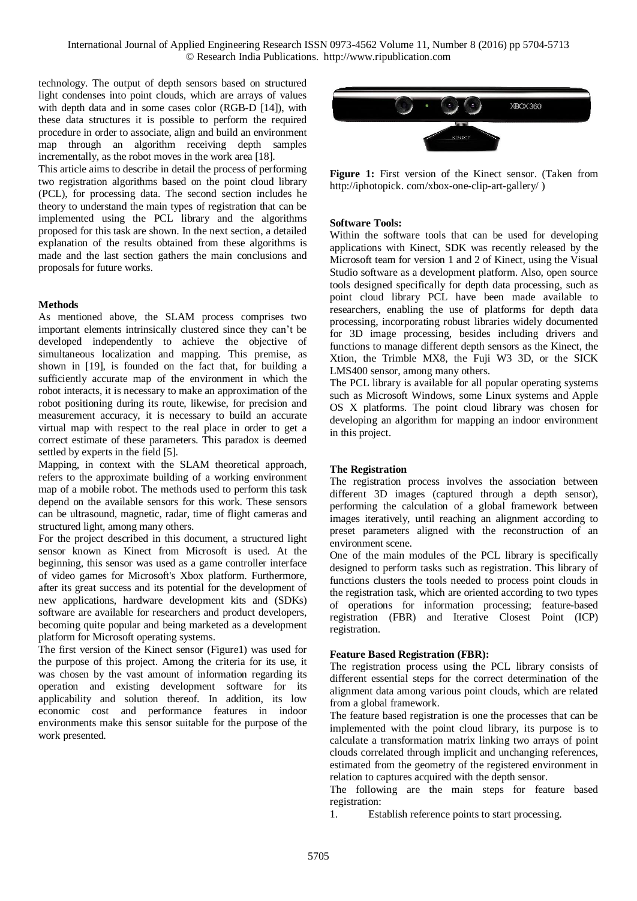technology. The output of depth sensors based on structured light condenses into point clouds, which are arrays of values with depth data and in some cases color (RGB-D [14]), with these data structures it is possible to perform the required procedure in order to associate, align and build an environment map through an algorithm receiving depth samples incrementally, as the robot moves in the work area [18].

This article aims to describe in detail the process of performing two registration algorithms based on the point cloud library (PCL), for processing data. The second section includes he theory to understand the main types of registration that can be implemented using the PCL library and the algorithms proposed for this task are shown. In the next section, a detailed explanation of the results obtained from these algorithms is made and the last section gathers the main conclusions and proposals for future works.

## Methods

As mentioned above, the SLAM process comprises two important elements intrinsically clustered since they can't be developed independently to achieve the objective of simultaneous localization and mapping. This premise, as shown in [19], is founded on the fact that, for building a sufficiently accurate map of the environment in which the robot interacts, it is necessary to make an approximation of the robot positioning during its route, likewise, for precision and measurement accuracy, it is necessary to build an accurate virtual map with respect to the real place in order to get a correct estimate of these parameters. This paradox is deemed settled by experts in the field [5].

Mapping, in context with the SLAM theoretical approach, refers to the approximate building of a working environment map of a mobile robot. The methods used to perform this task depend on the available sensors for this work. These sensors can be ultrasound, magnetic, radar, time of flight cameras and structured light, among many others.

For the project described in this document, a structured light sensor known as Kinect from Microsoft is used. At the beginning, this sensor was used as a game controller interface of video games for Microsoft's Xbox platform. Furthermore, after its great success and its potential for the development of new applications, hardware development kits and (SDKs) software are available for researchers and product developers, becoming quite popular and being marketed as a development platform for Microsoft operating systems.

The first version of the Kinect sensor (Figure1) was used for the purpose of this project. Among the criteria for its use, it was chosen by the vast amount of information regarding its operation and existing development software for its applicability and solution thereof. In addition, its low economic cost and performance features in indoor environments make this sensor suitable for the purpose of the work presented.

**Figure 1:** First version of the Kinect sensor. (Taken from http://iphotopick. com/xbox-one-clip-art-gallery/ )

### Software Tools:

Within the software tools that can be used for developing applications with Kinect, SDK was recently released by the Microsoft team for version 1 and 2 of Kinect, using the Visual Studio software as a development platform. Also, open source tools designed specifically for depth data processing, such as point cloud library PCL have been made available to researchers, enabling the use of platforms for depth data processing, incorporating robust libraries widely documented for 3D image processing, besides including drivers and functions to manage different depth sensors as the Kinect, the Xtion, the Trimble MX8, the Fuji W3 3D, or the SICK LMS400 sensor, among many others.

The PCL library is available for all popular operating systems such as Microsoft Windows, some Linux systems and Apple OS X platforms. The point cloud library was chosen for developing an algorithm for mapping an indoor environment in this project.

### The Registration

The registration process involves the association between different 3D images (captured through a depth sensor), performing the calculation of a global framework between images iteratively, until reaching an alignment according to preset parameters aligned with the reconstruction of an environment scene.

One of the main modules of the PCL library is specifically designed to perform tasks such as registration. This library of functions clusters the tools needed to process point clouds in the registration task, which are oriented according to two types of operations for information processing; feature-based registration (FBR) and Iterative Closest Point (ICP) registration.

### Feature Based Registration (FBR):

The registration process using the PCL library consists of different essential steps for the correct determination of the alignment data among various point clouds, which are related from a global framework.

The feature based registration is one the processes that can be implemented with the point cloud library, its purpose is to calculate a transformation matrix linking two arrays of point clouds correlated through implicit and unchanging references, estimated from the geometry of the registered environment in relation to captures acquired with the depth sensor.

The following are the main steps for feature based registration:

1. Establish reference points to start processing.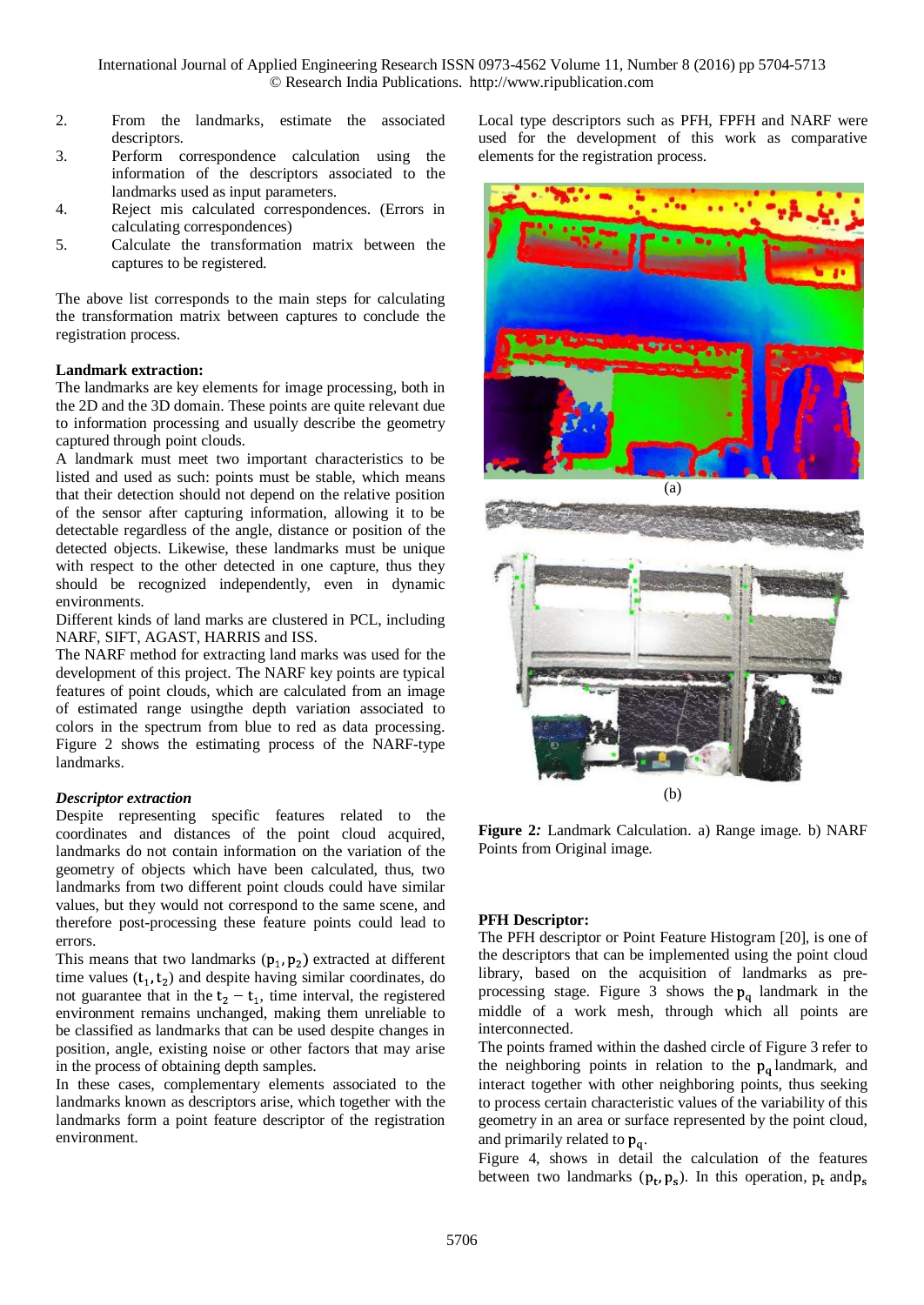2. From the landmarks, estimate the associated descriptors.
3. Perform correspondence calculation using the information of the descriptors associated to the landmarks used as input parameters.
4. Reject mis calculated correspondences. (Errors in calculating correspondences)
5. Calculate the transformation matrix between the captures to be registered.

The above list corresponds to the main steps for calculating the transformation matrix between captures to conclude the registration process.

**Landmark extraction:**

The landmarks are key elements for image processing, both in the 2D and the 3D domain. These points are quite relevant due to information processing and usually describe the geometry captured through point clouds.

A landmark must meet two important characteristics to be listed and used as such: points must be stable, which means that their detection should not depend on the relative position of the sensor after capturing information, allowing it to be detectable regardless of the angle, distance or position of the detected objects. Likewise, these landmarks must be unique with respect to the other detected in one capture, thus they should be recognized independently, even in dynamic environments.

Different kinds of land marks are clustered in PCL, including NARF, SIFT, AGAST, HARRIS and ISS.

The NARF method for extracting land marks was used for the development of this project. The NARF key points are typical features of point clouds, which are calculated from an image of estimated range usingthe depth variation associated to colors in the spectrum from blue to red as data processing. Figure 2 shows the estimating process of the NARF-type landmarks.

***Descriptor extraction***

Despite representing specific features related to the coordinates and distances of the point cloud acquired, landmarks do not contain information on the variation of the geometry of objects which have been calculated, thus, two landmarks from two different point clouds could have similar values, but they would not correspond to the same scene, and therefore post-processing these feature points could lead to errors.

This means that two landmarks $(p_1, p_2)$ extracted at different time values $(t_1, t_2)$ and despite having similar coordinates, do not guarantee that in the $t_2 - t_1$, time interval, the registered environment remains unchanged, making them unreliable to be classified as landmarks that can be used despite changes in position, angle, existing noise or other factors that may arise in the process of obtaining depth samples.

In these cases, complementary elements associated to the landmarks known as descriptors arise, which together with the landmarks form a point feature descriptor of the registration environment.

Local type descriptors such as PFH, FPFH and NARF were used for the development of this work as comparative elements for the registration process.

(a)

(b)

**Figure 2***:* Landmark Calculation. a) Range image. b) NARF Points from Original image.

**PFH Descriptor:**

The PFH descriptor or Point Feature Histogram [20], is one of the descriptors that can be implemented using the point cloud library, based on the acquisition of landmarks as pre-processing stage. Figure 3 shows the $p_q$ landmark in the middle of a work mesh, through which all points are interconnected.

The points framed within the dashed circle of Figure 3 refer to the neighboring points in relation to the $p_q$ landmark, and interact together with other neighboring points, thus seeking to process certain characteristic values of the variability of this geometry in an area or surface represented by the point cloud, and primarily related to $p_q$.

Figure 4, shows in detail the calculation of the features between two landmarks $(p_t, p_s)$. In this operation, $p_t$ and $p_s$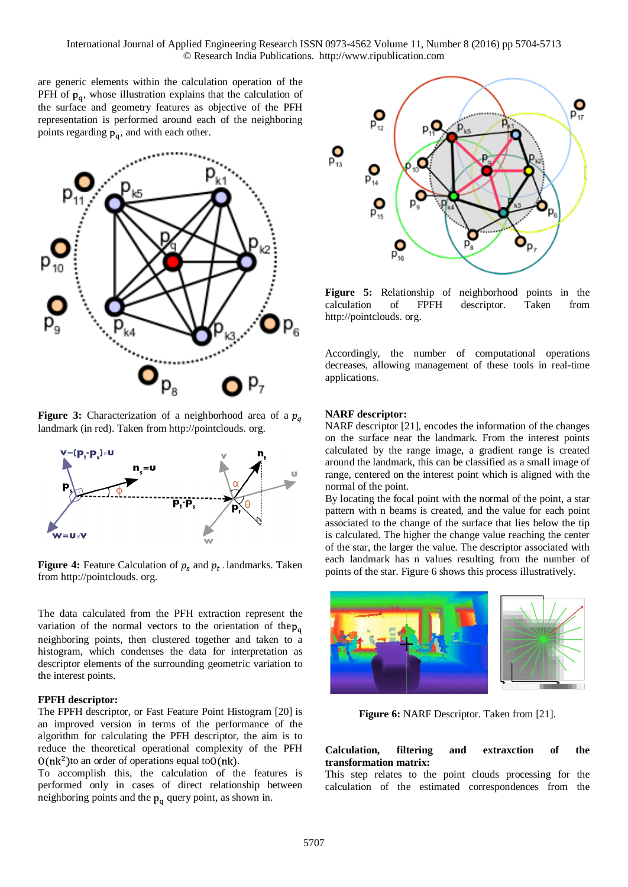are generic elements within the calculation operation of the PFH of $p_q$, whose illustration explains that the calculation of the surface and geometry features as objective of the PFH representation is performed around each of the neighboring points regarding $p_q$, and with each other.

**Figure 3:** Characterization of a neighborhood area of a $p_q$ landmark (in red). Taken from http://pointclouds. org.

**Figure 4:** Feature Calculation of $p_s$ and $p_t$. landmarks. Taken from http://pointclouds. org.

The data calculated from the PFH extraction represent the variation of the normal vectors to the orientation of the $p_q$ neighboring points, then clustered together and taken to a histogram, which condenses the data for interpretation as descriptor elements of the surrounding geometric variation to the interest points.

**FPFH descriptor:**
The FPFH descriptor, or Fast Feature Point Histogram [20] is an improved version in terms of the performance of the algorithm for calculating the PFH descriptor, the aim is to reduce the theoretical operational complexity of the PFH $O(nk^2)$to an order of operations equal to$O(nk)$.
To accomplish this, the calculation of the features is performed only in cases of direct relationship between neighboring points and the $p_q$ query point, as shown in.

**Figure 5:** Relationship of neighborhood points in the calculation of FPFH descriptor. Taken from http://pointclouds. org.

Accordingly, the number of computational operations decreases, allowing management of these tools in real-time applications.

**NARF descriptor:**
NARF descriptor [21], encodes the information of the changes on the surface near the landmark. From the interest points calculated by the range image, a gradient range is created around the landmark, this can be classified as a small image of range, centered on the interest point which is aligned with the normal of the point.
By locating the focal point with the normal of the point, a star pattern with n beams is created, and the value for each point associated to the change of the surface that lies below the tip is calculated. The higher the change value reaching the center of the star, the larger the value. The descriptor associated with each landmark has n values resulting from the number of points of the star. Figure 6 shows this process illustratively.

**Figure 6:** NARF Descriptor. Taken from [21].

**Calculation, filtering and extraxction of the transformation matrix:**
This step relates to the point clouds processing for the calculation of the estimated correspondences from the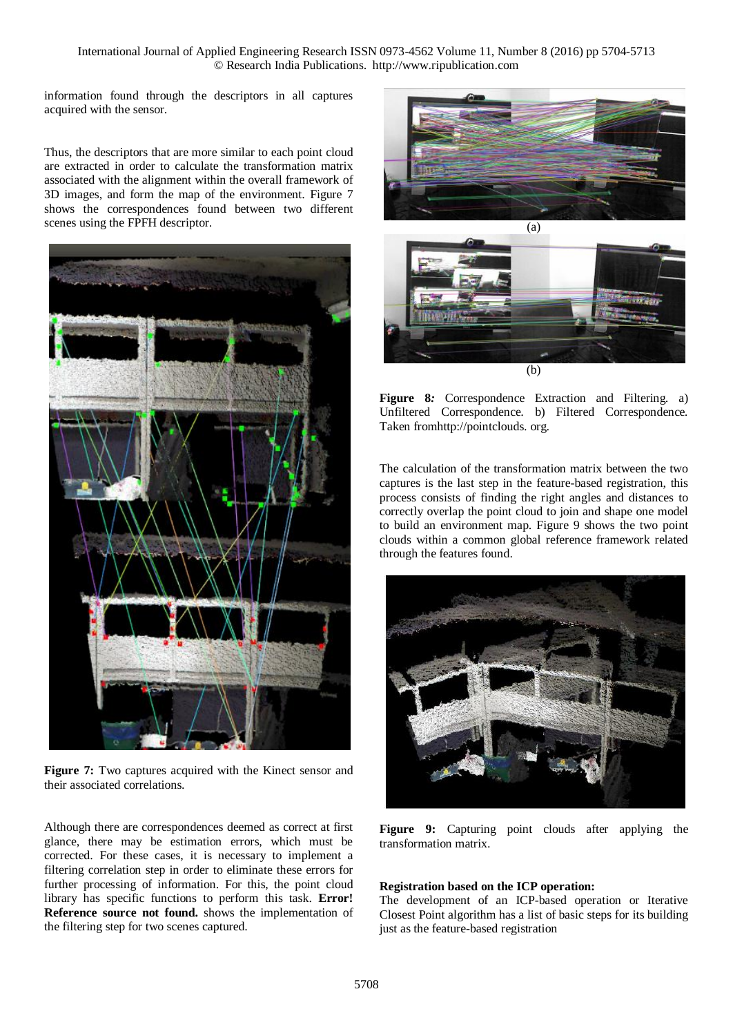information found through the descriptors in all captures acquired with the sensor.

Thus, the descriptors that are more similar to each point cloud are extracted in order to calculate the transformation matrix associated with the alignment within the overall framework of 3D images, and form the map of the environment. Figure 7 shows the correspondences found between two different scenes using the FPFH descriptor.

**Figure 7:** Two captures acquired with the Kinect sensor and their associated correlations.

Although there are correspondences deemed as correct at first glance, there may be estimation errors, which must be corrected. For these cases, it is necessary to implement a filtering correlation step in order to eliminate these errors for further processing of information. For this, the point cloud library has specific functions to perform this task. **Error! Reference source not found.** shows the implementation of the filtering step for two scenes captured.

(a)

(b)

**Figure 8:** Correspondence Extraction and Filtering. a) Unfiltered Correspondence. b) Filtered Correspondence. Taken fromhttp://pointclouds. org.

The calculation of the transformation matrix between the two captures is the last step in the feature-based registration, this process consists of finding the right angles and distances to correctly overlap the point cloud to join and shape one model to build an environment map. Figure 9 shows the two point clouds within a common global reference framework related through the features found.

**Figure 9:** Capturing point clouds after applying the transformation matrix.

**Registration based on the ICP operation:**

The development of an ICP-based operation or Iterative Closest Point algorithm has a list of basic steps for its building just as the feature-based registration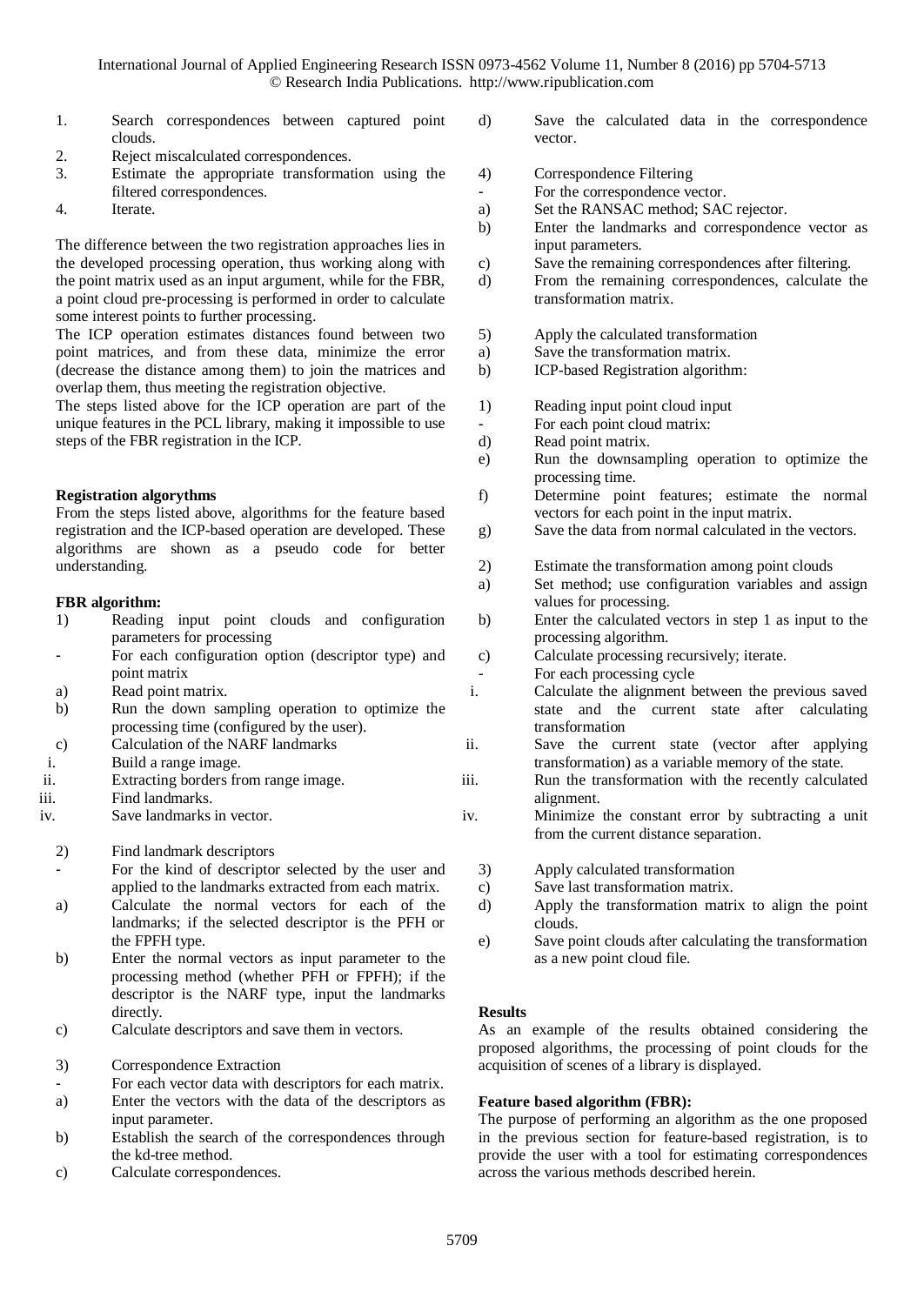1. Search correspondences between captured point clouds.
2. Reject miscalculated correspondences.
3. Estimate the appropriate transformation using the filtered correspondences.
4. Iterate.

The difference between the two registration approaches lies in the developed processing operation, thus working along with the point matrix used as an input argument, while for the FBR, a point cloud pre-processing is performed in order to calculate some interest points to further processing.

The ICP operation estimates distances found between two point matrices, and from these data, minimize the error (decrease the distance among them) to join the matrices and overlap them, thus meeting the registration objective.

The steps listed above for the ICP operation are part of the unique features in the PCL library, making it impossible to use steps of the FBR registration in the ICP.

**Registration algorythms**

From the steps listed above, algorithms for the feature based registration and the ICP-based operation are developed. These algorithms are shown as a pseudo code for better understanding.

**FBR algorithm:**

1) Reading input point clouds and configuration parameters for processing
- For each configuration option (descriptor type) and point matrix
a) Read point matrix.
b) Run the down sampling operation to optimize the processing time (configured by the user).
c) Calculation of the NARF landmarks
i. Build a range image.
ii. Extracting borders from range image.
iii. Find landmarks.
iv. Save landmarks in vector.

2) Find landmark descriptors
- For the kind of descriptor selected by the user and applied to the landmarks extracted from each matrix.
a) Calculate the normal vectors for each of the landmarks; if the selected descriptor is the PFH or the FPFH type.
b) Enter the normal vectors as input parameter to the processing method (whether PFH or FPFH); if the descriptor is the NARF type, input the landmarks directly.
c) Calculate descriptors and save them in vectors.

3) Correspondence Extraction
- For each vector data with descriptors for each matrix.
a) Enter the vectors with the data of the descriptors as input parameter.
b) Establish the search of the correspondences through the kd-tree method.
c) Calculate correspondences.
d) Save the calculated data in the correspondence vector.

4) Correspondence Filtering
- For the correspondence vector.
a) Set the RANSAC method; SAC rejector.
b) Enter the landmarks and correspondence vector as input parameters.
c) Save the remaining correspondences after filtering.
d) From the remaining correspondences, calculate the transformation matrix.

5) Apply the calculated transformation
a) Save the transformation matrix.
b) ICP-based Registration algorithm:

1) Reading input point cloud input
- For each point cloud matrix:
d) Read point matrix.
e) Run the downsampling operation to optimize the processing time.
f) Determine point features; estimate the normal vectors for each point in the input matrix.
g) Save the data from normal calculated in the vectors.

2) Estimate the transformation among point clouds
a) Set method; use configuration variables and assign values for processing.
b) Enter the calculated vectors in step 1 as input to the processing algorithm.
c) Calculate processing recursively; iterate.
- For each processing cycle
i. Calculate the alignment between the previous saved state and the current state after calculating transformation
ii. Save the current state (vector after applying transformation) as a variable memory of the state.
iii. Run the transformation with the recently calculated alignment.
iv. Minimize the constant error by subtracting a unit from the current distance separation.

3) Apply calculated transformation
c) Save last transformation matrix.
d) Apply the transformation matrix to align the point clouds.
e) Save point clouds after calculating the transformation as a new point cloud file.

**Results**

As an example of the results obtained considering the proposed algorithms, the processing of point clouds for the acquisition of scenes of a library is displayed.

**Feature based algorithm (FBR):**

The purpose of performing an algorithm as the one proposed in the previous section for feature-based registration, is to provide the user with a tool for estimating correspondences across the various methods described herein.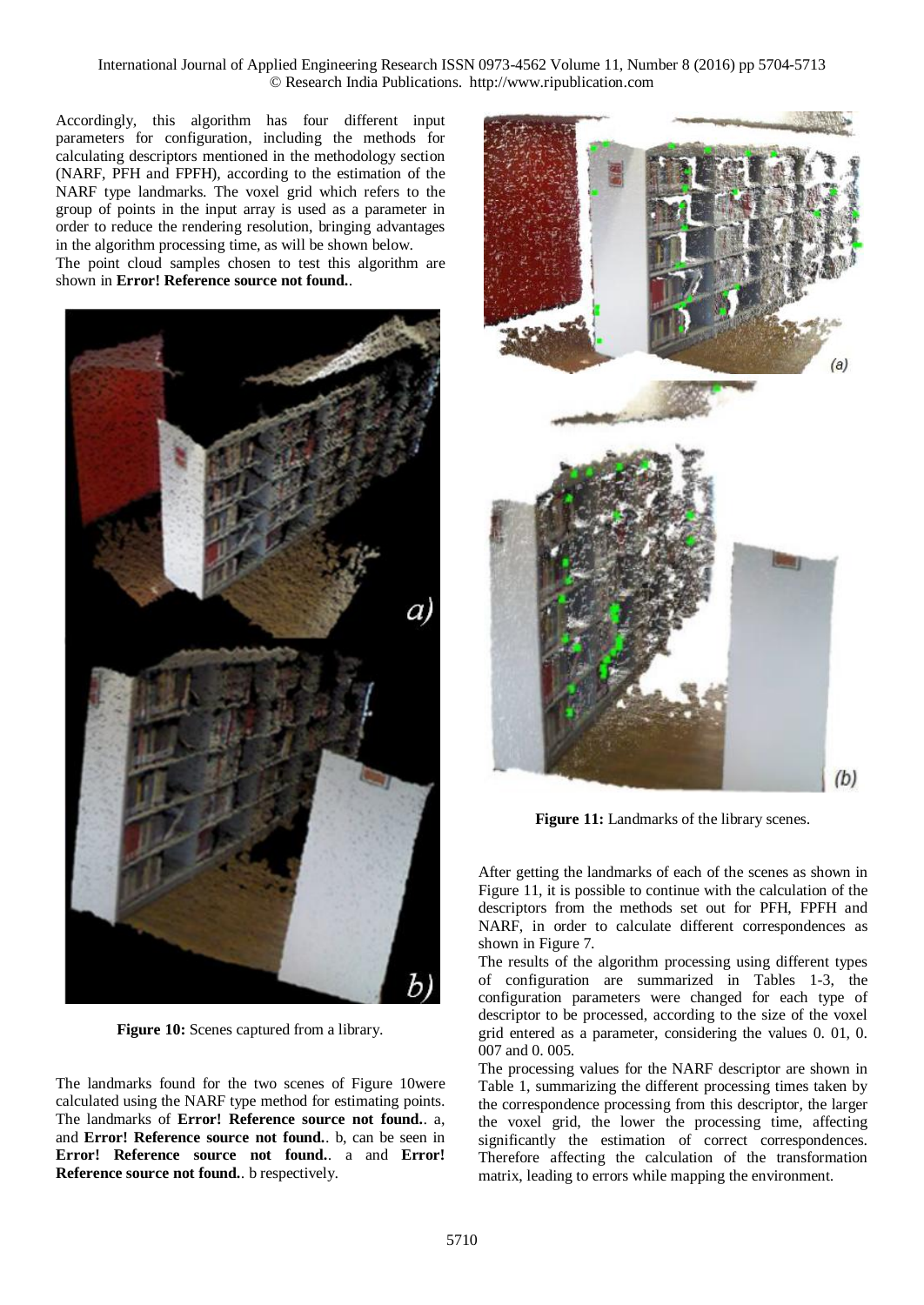Accordingly, this algorithm has four different input parameters for configuration, including the methods for calculating descriptors mentioned in the methodology section (NARF, PFH and FPFH), according to the estimation of the NARF type landmarks. The voxel grid which refers to the group of points in the input array is used as a parameter in order to reduce the rendering resolution, bringing advantages in the algorithm processing time, as will be shown below.

The point cloud samples chosen to test this algorithm are shown in **Error! Reference source not found.**.

**Figure 10:** Scenes captured from a library.

The landmarks found for the two scenes of Figure 10were calculated using the NARF type method for estimating points. The landmarks of **Error! Reference source not found.**. a, and **Error! Reference source not found.**. b, can be seen in **Error! Reference source not found.**. a and **Error! Reference source not found.**. b respectively.

**Figure 11:** Landmarks of the library scenes.

After getting the landmarks of each of the scenes as shown in Figure 11, it is possible to continue with the calculation of the descriptors from the methods set out for PFH, FPFH and NARF, in order to calculate different correspondences as shown in Figure 7.

The results of the algorithm processing using different types of configuration are summarized in Tables 1-3, the configuration parameters were changed for each type of descriptor to be processed, according to the size of the voxel grid entered as a parameter, considering the values 0. 01, 0. 007 and 0. 005.

The processing values for the NARF descriptor are shown in Table 1, summarizing the different processing times taken by the correspondence processing from this descriptor, the larger the voxel grid, the lower the processing time, affecting significantly the estimation of correct correspondences. Therefore affecting the calculation of the transformation matrix, leading to errors while mapping the environment.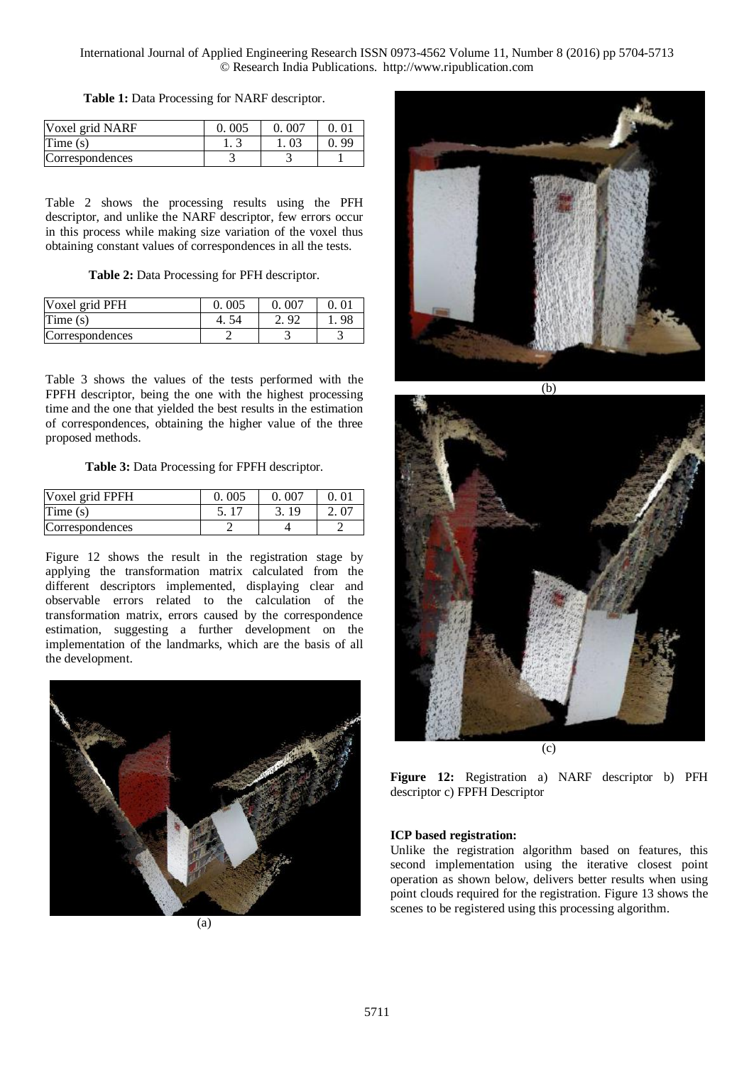**Table 1:** Data Processing for NARF descriptor.

| Voxel grid NARF | 0. 005 | 0. 007 | 0. 01 |
|---|---|---|---|
| Time (s) | 1. 3 | 1. 03 | 0. 99 |
| Correspondences | 3 | 3 | 1 |

Table 2 shows the processing results using the PFH descriptor, and unlike the NARF descriptor, few errors occur in this process while making size variation of the voxel thus obtaining constant values of correspondences in all the tests.

**Table 2:** Data Processing for PFH descriptor.

| Voxel grid PFH | 0. 005 | 0. 007 | 0. 01 |
|---|---|---|---|
| Time (s) | 4. 54 | 2. 92 | 1. 98 |
| Correspondences | 2 | 3 | 3 |

Table 3 shows the values of the tests performed with the FPFH descriptor, being the one with the highest processing time and the one that yielded the best results in the estimation of correspondences, obtaining the higher value of the three proposed methods.

**Table 3:** Data Processing for FPFH descriptor.

| Voxel grid FPFH | 0. 005 | 0. 007 | 0. 01 |
|---|---|---|---|
| Time (s) | 5. 17 | 3. 19 | 2. 07 |
| Correspondences | 2 | 4 | 2 |

Figure 12 shows the result in the registration stage by applying the transformation matrix calculated from the different descriptors implemented, displaying clear and observable errors related to the calculation of the transformation matrix, errors caused by the correspondence estimation, suggesting a further development on the implementation of the landmarks, which are the basis of all the development.

(a)

(b)

(c)

**Figure 12:** Registration a) NARF descriptor b) PFH descriptor c) FPFH Descriptor

**ICP based registration:**

Unlike the registration algorithm based on features, this second implementation using the iterative closest point operation as shown below, delivers better results when using point clouds required for the registration. Figure 13 shows the scenes to be registered using this processing algorithm.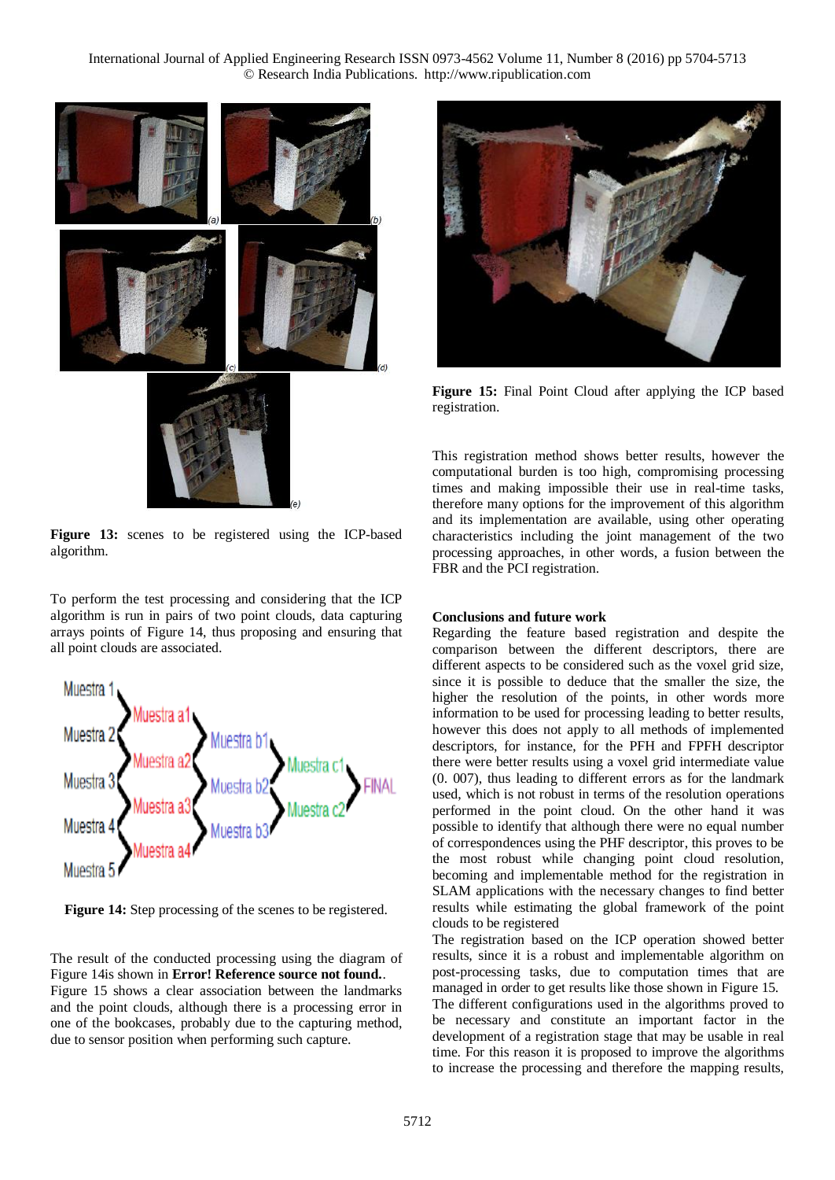Figure 13: scenes to be registered using the ICP-based algorithm.

To perform the test processing and considering that the ICP algorithm is run in pairs of two point clouds, data capturing arrays points of Figure 14, thus proposing and ensuring that all point clouds are associated.

Figure 14: Step processing of the scenes to be registered.

The result of the conducted processing using the diagram of Figure 14is shown in **Error! Reference source not found.**. Figure 15 shows a clear association between the landmarks and the point clouds, although there is a processing error in one of the bookcases, probably due to the capturing method, due to sensor position when performing such capture.

**Figure 15:** Final Point Cloud after applying the ICP based registration.

This registration method shows better results, however the computational burden is too high, compromising processing times and making impossible their use in real-time tasks, therefore many options for the improvement of this algorithm and its implementation are available, using other operating characteristics including the joint management of the two processing approaches, in other words, a fusion between the FBR and the PCI registration.

## Conclusions and future work

Regarding the feature based registration and despite the comparison between the different descriptors, there are different aspects to be considered such as the voxel grid size, since it is possible to deduce that the smaller the size, the higher the resolution of the points, in other words more information to be used for processing leading to better results, however this does not apply to all methods of implemented descriptors, for instance, for the PFH and FPFH descriptor there were better results using a voxel grid intermediate value (0. 007), thus leading to different errors as for the landmark used, which is not robust in terms of the resolution operations performed in the point cloud. On the other hand it was possible to identify that although there were no equal number of correspondences using the PHF descriptor, this proves to be the most robust while changing point cloud resolution, becoming and implementable method for the registration in SLAM applications with the necessary changes to find better results while estimating the global framework of the point clouds to be registered

The registration based on the ICP operation showed better results, since it is a robust and implementable algorithm on post-processing tasks, due to computation times that are managed in order to get results like those shown in Figure 15.

The different configurations used in the algorithms proved to be necessary and constitute an important factor in the development of a registration stage that may be usable in real time. For this reason it is proposed to improve the algorithms to increase the processing and therefore the mapping results,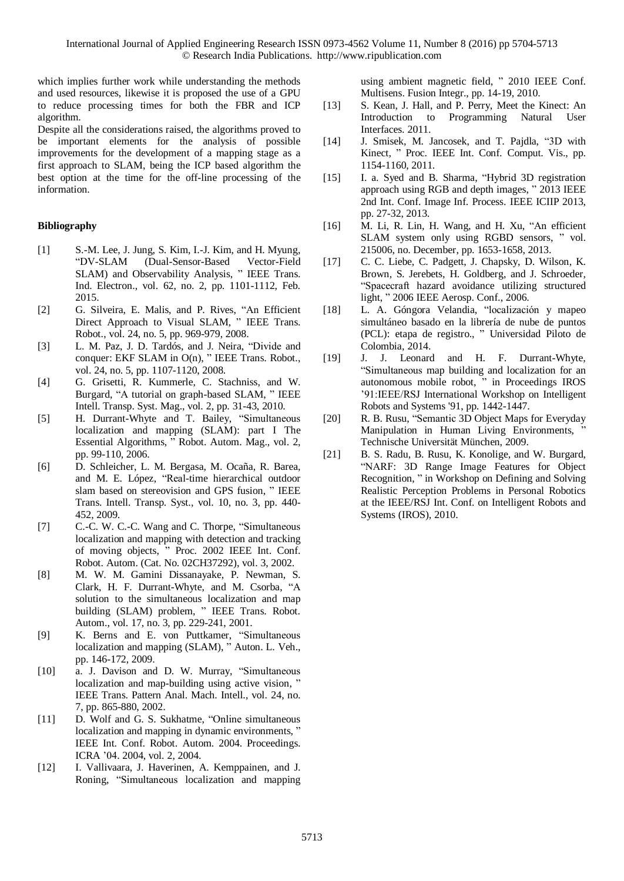which implies further work while understanding the methods and used resources, likewise it is proposed the use of a GPU to reduce processing times for both the FBR and ICP algorithm.

Despite all the considerations raised, the algorithms proved to be important elements for the analysis of possible improvements for the development of a mapping stage as a first approach to SLAM, being the ICP based algorithm the best option at the time for the off-line processing of the information.

## Bibliography

[1] S.-M. Lee, J. Jung, S. Kim, I.-J. Kim, and H. Myung, "DV-SLAM (Dual-Sensor-Based Vector-Field SLAM) and Observability Analysis, " IEEE Trans. Ind. Electron., vol. 62, no. 2, pp. 1101-1112, Feb. 2015.

[2] G. Silveira, E. Malis, and P. Rives, "An Efficient Direct Approach to Visual SLAM, " IEEE Trans. Robot., vol. 24, no. 5, pp. 969-979, 2008.

[3] L. M. Paz, J. D. Tardós, and J. Neira, "Divide and conquer: EKF SLAM in O(n), " IEEE Trans. Robot., vol. 24, no. 5, pp. 1107-1120, 2008.

[4] G. Grisetti, R. Kummerle, C. Stachniss, and W. Burgard, "A tutorial on graph-based SLAM, " IEEE Intell. Transp. Syst. Mag., vol. 2, pp. 31-43, 2010.

[5] H. Durrant-Whyte and T. Bailey, "Simultaneous localization and mapping (SLAM): part I The Essential Algorithms, " Robot. Autom. Mag., vol. 2, pp. 99-110, 2006.

[6] D. Schleicher, L. M. Bergasa, M. Ocaña, R. Barea, and M. E. López, "Real-time hierarchical outdoor slam based on stereovision and GPS fusion, " IEEE Trans. Intell. Transp. Syst., vol. 10, no. 3, pp. 440-452, 2009.

[7] C.-C. W. C.-C. Wang and C. Thorpe, "Simultaneous localization and mapping with detection and tracking of moving objects, " Proc. 2002 IEEE Int. Conf. Robot. Autom. (Cat. No. 02CH37292), vol. 3, 2002.

[8] M. W. M. Gamini Dissanayake, P. Newman, S. Clark, H. F. Durrant-Whyte, and M. Csorba, "A solution to the simultaneous localization and map building (SLAM) problem, " IEEE Trans. Robot. Autom., vol. 17, no. 3, pp. 229-241, 2001.

[9] K. Berns and E. von Puttkamer, "Simultaneous localization and mapping (SLAM), " Auton. L. Veh., pp. 146-172, 2009.

[10] a. J. Davison and D. W. Murray, "Simultaneous localization and map-building using active vision, " IEEE Trans. Pattern Anal. Mach. Intell., vol. 24, no. 7, pp. 865-880, 2002.

[11] D. Wolf and G. S. Sukhatme, "Online simultaneous localization and mapping in dynamic environments, " IEEE Int. Conf. Robot. Autom. 2004. Proceedings. ICRA '04. 2004, vol. 2, 2004.

[12] I. Vallivaara, J. Haverinen, A. Kemppainen, and J. Roning, "Simultaneous localization and mapping using ambient magnetic field, " 2010 IEEE Conf. Multisens. Fusion Integr., pp. 14-19, 2010.

[13] S. Kean, J. Hall, and P. Perry, Meet the Kinect: An Introduction to Programming Natural User Interfaces. 2011.

[14] J. Smisek, M. Jancosek, and T. Pajdla, "3D with Kinect, " Proc. IEEE Int. Conf. Comput. Vis., pp. 1154-1160, 2011.

[15] I. a. Syed and B. Sharma, "Hybrid 3D registration approach using RGB and depth images, " 2013 IEEE 2nd Int. Conf. Image Inf. Process. IEEE ICIIP 2013, pp. 27-32, 2013.

[16] M. Li, R. Lin, H. Wang, and H. Xu, "An efficient SLAM system only using RGBD sensors, " vol. 215006, no. December, pp. 1653-1658, 2013.

[17] C. C. Liebe, C. Padgett, J. Chapsky, D. Wilson, K. Brown, S. Jerebets, H. Goldberg, and J. Schroeder, "Spacecraft hazard avoidance utilizing structured light, " 2006 IEEE Aerosp. Conf., 2006.

[18] L. A. Góngora Velandia, "localización y mapeo simultáneo basado en la librería de nube de puntos (PCL): etapa de registro., " Universidad Piloto de Colombia, 2014.

[19] J. J. Leonard and H. F. Durrant-Whyte, "Simultaneous map building and localization for an autonomous mobile robot, " in Proceedings IROS '91:IEEE/RSJ International Workshop on Intelligent Robots and Systems '91, pp. 1442-1447.

[20] R. B. Rusu, "Semantic 3D Object Maps for Everyday Manipulation in Human Living Environments, " Technische Universität München, 2009.

[21] B. S. Radu, B. Rusu, K. Konolige, and W. Burgard, "NARF: 3D Range Image Features for Object Recognition, " in Workshop on Defining and Solving Realistic Perception Problems in Personal Robotics at the IEEE/RSJ Int. Conf. on Intelligent Robots and Systems (IROS), 2010.